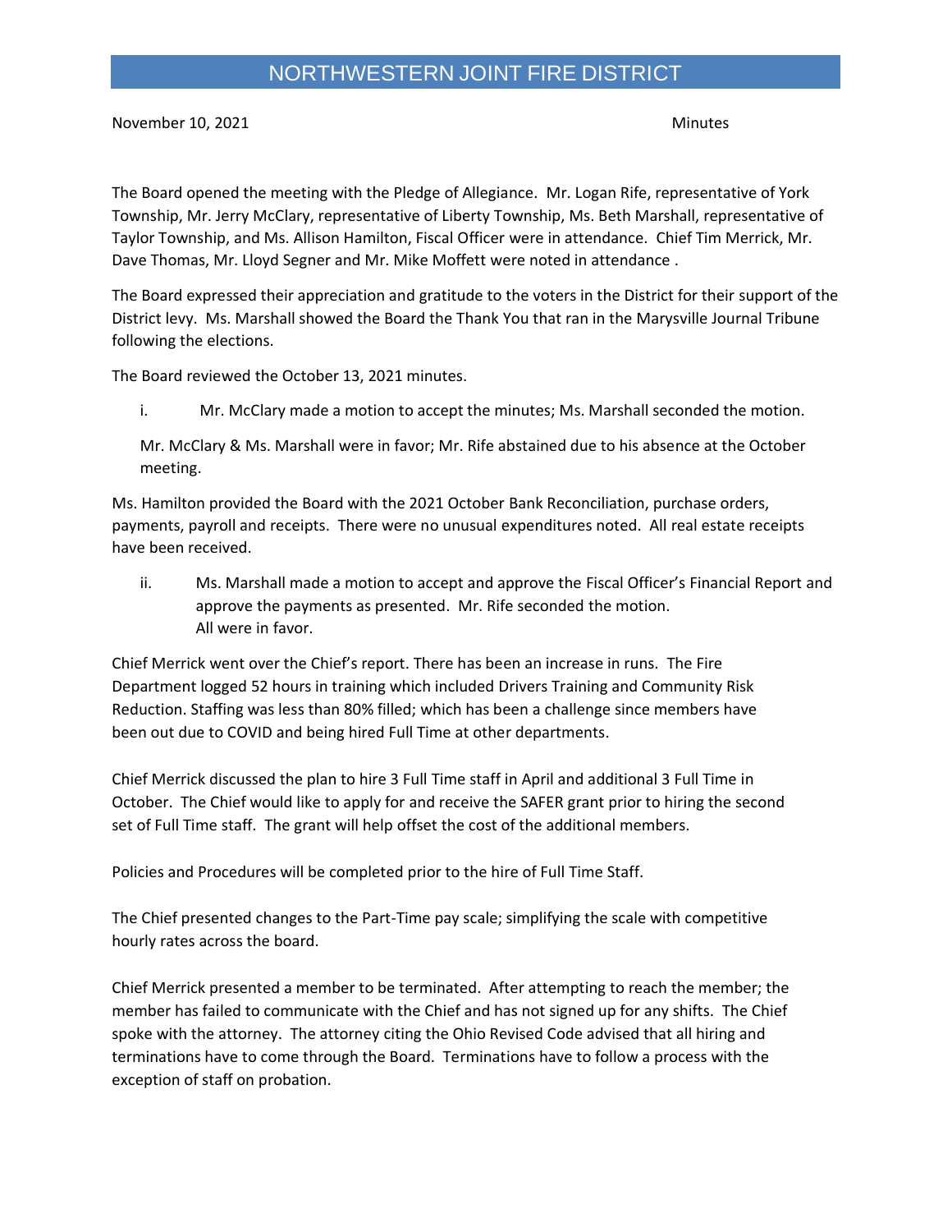# NORTHWESTERN JOINT FIRE DISTRICT

November 10, 2021 Minutes

The Board opened the meeting with the Pledge of Allegiance. Mr. Logan Rife, representative of York Township, Mr. Jerry McClary, representative of Liberty Township, Ms. Beth Marshall, representative of Taylor Township, and Ms. Allison Hamilton, Fiscal Officer were in attendance. Chief Tim Merrick, Mr. Dave Thomas, Mr. Lloyd Segner and Mr. Mike Moffett were noted in attendance .

The Board expressed their appreciation and gratitude to the voters in the District for their support of the District levy. Ms. Marshall showed the Board the Thank You that ran in the Marysville Journal Tribune following the elections.

The Board reviewed the October 13, 2021 minutes.

i. Mr. McClary made a motion to accept the minutes; Ms. Marshall seconded the motion.

Mr. McClary & Ms. Marshall were in favor; Mr. Rife abstained due to his absence at the October meeting.

Ms. Hamilton provided the Board with the 2021 October Bank Reconciliation, purchase orders, payments, payroll and receipts. There were no unusual expenditures noted. All real estate receipts have been received.

ii. Ms. Marshall made a motion to accept and approve the Fiscal Officer's Financial Report and approve the payments as presented. Mr. Rife seconded the motion.
All were in favor.

Chief Merrick went over the Chief's report. There has been an increase in runs. The Fire Department logged 52 hours in training which included Drivers Training and Community Risk Reduction. Staffing was less than 80% filled; which has been a challenge since members have been out due to COVID and being hired Full Time at other departments.

Chief Merrick discussed the plan to hire 3 Full Time staff in April and additional 3 Full Time in October. The Chief would like to apply for and receive the SAFER grant prior to hiring the second set of Full Time staff. The grant will help offset the cost of the additional members.

Policies and Procedures will be completed prior to the hire of Full Time Staff.

The Chief presented changes to the Part-Time pay scale; simplifying the scale with competitive hourly rates across the board.

Chief Merrick presented a member to be terminated. After attempting to reach the member; the member has failed to communicate with the Chief and has not signed up for any shifts. The Chief spoke with the attorney. The attorney citing the Ohio Revised Code advised that all hiring and terminations have to come through the Board. Terminations have to follow a process with the exception of staff on probation.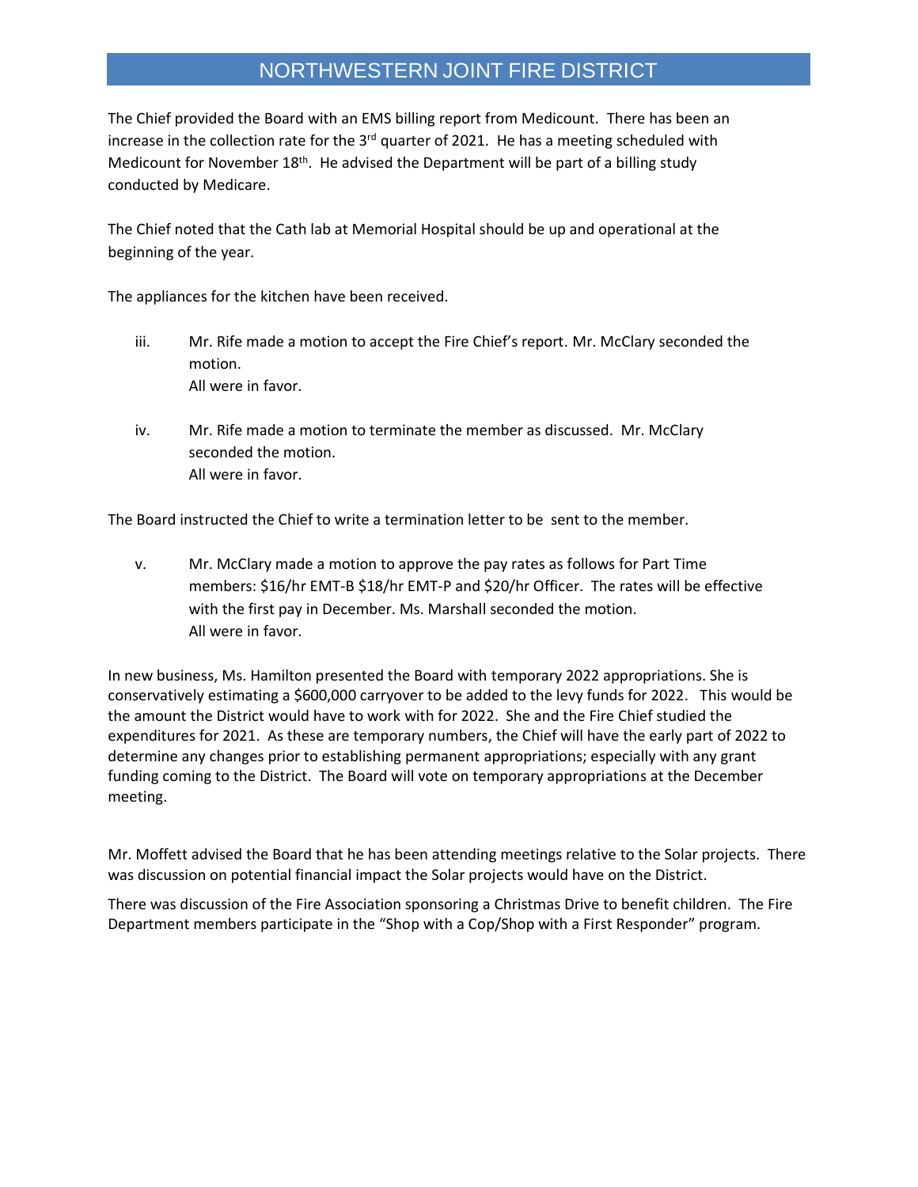The Chief provided the Board with an EMS billing report from Medicount. There has been an increase in the collection rate for the 3rd quarter of 2021. He has a meeting scheduled with Medicount for November 18th. He advised the Department will be part of a billing study conducted by Medicare.

The Chief noted that the Cath lab at Memorial Hospital should be up and operational at the beginning of the year.

The appliances for the kitchen have been received.

iii. Mr. Rife made a motion to accept the Fire Chief's report. Mr. McClary seconded the motion.
All were in favor.

iv. Mr. Rife made a motion to terminate the member as discussed. Mr. McClary seconded the motion.
All were in favor.

The Board instructed the Chief to write a termination letter to be sent to the member.

v. Mr. McClary made a motion to approve the pay rates as follows for Part Time members: $16/hr EMT-B $18/hr EMT-P and $20/hr Officer. The rates will be effective with the first pay in December. Ms. Marshall seconded the motion.
All were in favor.

In new business, Ms. Hamilton presented the Board with temporary 2022 appropriations. She is conservatively estimating a $600,000 carryover to be added to the levy funds for 2022. This would be the amount the District would have to work with for 2022. She and the Fire Chief studied the expenditures for 2021. As these are temporary numbers, the Chief will have the early part of 2022 to determine any changes prior to establishing permanent appropriations; especially with any grant funding coming to the District. The Board will vote on temporary appropriations at the December meeting.

Mr. Moffett advised the Board that he has been attending meetings relative to the Solar projects. There was discussion on potential financial impact the Solar projects would have on the District.

There was discussion of the Fire Association sponsoring a Christmas Drive to benefit children. The Fire Department members participate in the "Shop with a Cop/Shop with a First Responder" program.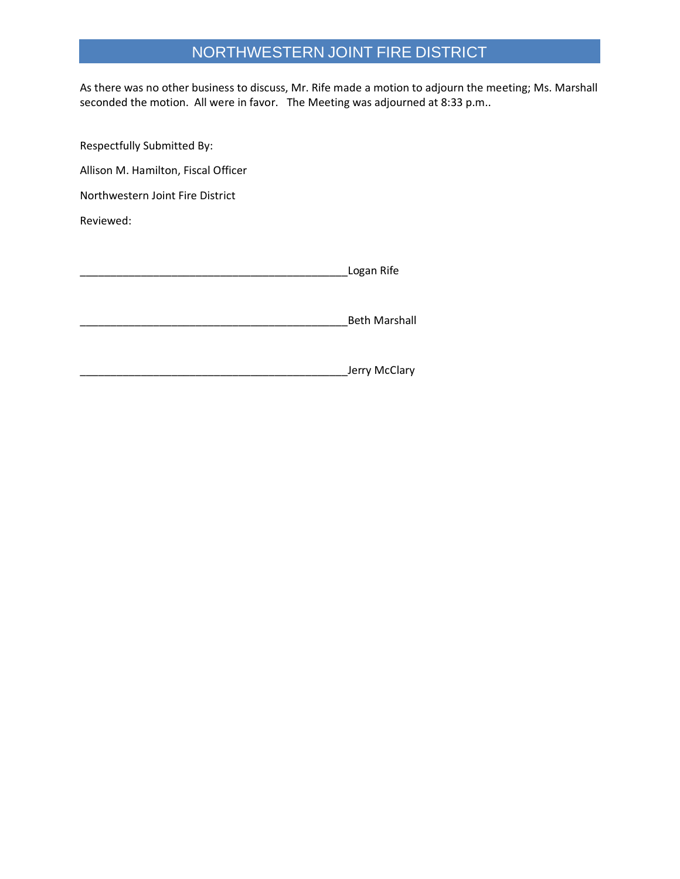As there was no other business to discuss, Mr. Rife made a motion to adjourn the meeting; Ms. Marshall seconded the motion. All were in favor. The Meeting was adjourned at 8:33 p.m..

Respectfully Submitted By:

Allison M. Hamilton, Fiscal Officer

Northwestern Joint Fire District

Reviewed:

_____________________________________________Logan Rife

_____________________________________________Beth Marshall

_____________________________________________Jerry McClary